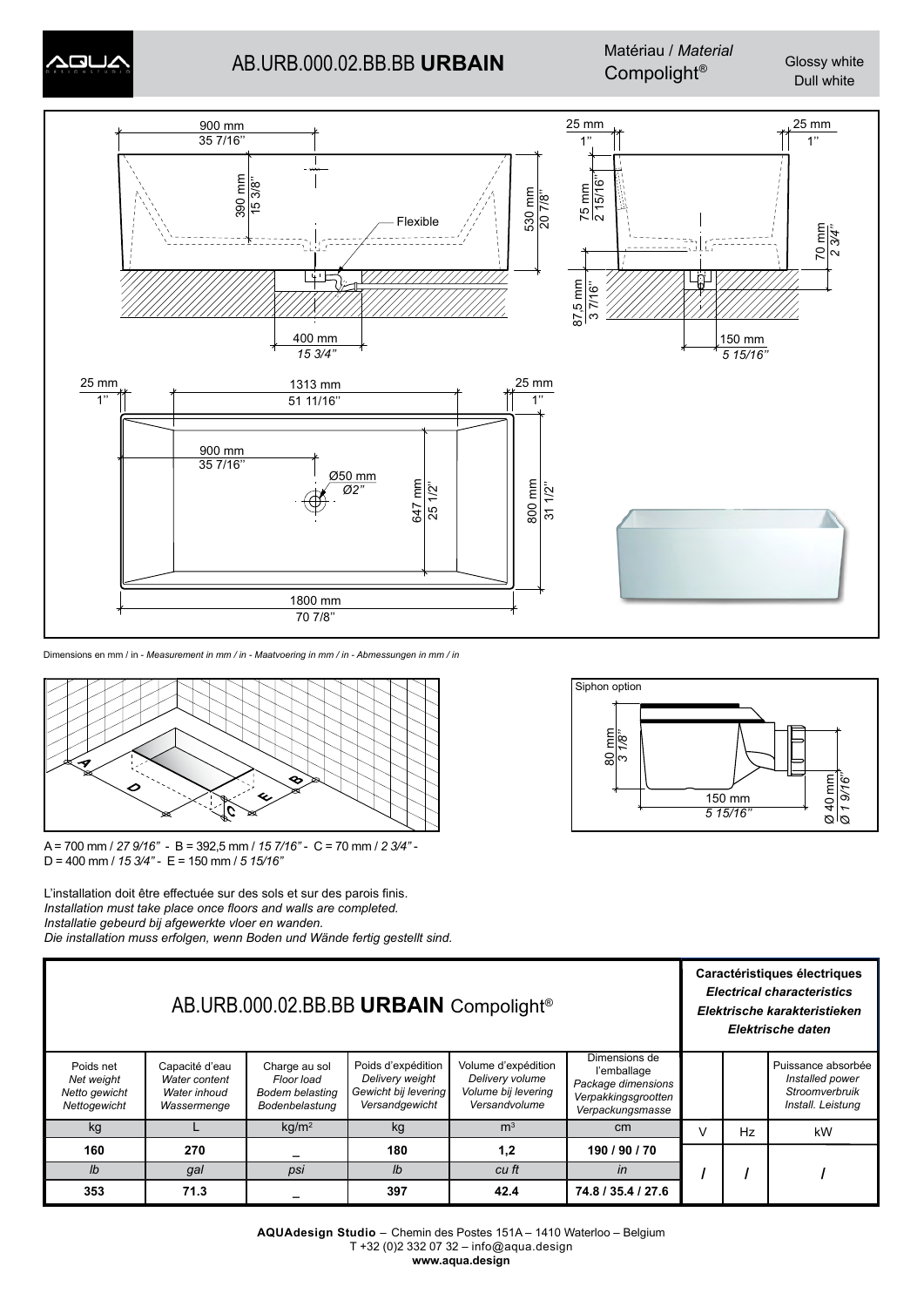# AB.URB.000.02.BB.BB **URBAIN**

Matériau / *Material*
Compolight®

Glossy white
Dull white

Dimensions en mm / in - *Measurement in mm / in - Maatvoering in mm / in - Abmessungen in mm / in*

A = 700 mm / *27 9/16"* - B = 392,5 mm / *15 7/16"* - C = 70 mm / *2 3/4"* - D = 400 mm / *15 3/4"* - E = 150 mm / *5 15/16"*

Siphon option: 80 mm / *3 1/8"* - 150 mm / *5 15/16"* - Ø 40 mm / *Ø 1 9/16"*

L'installation doit être effectuée sur des sols et sur des parois finis.
*Installation must take place once floors and walls are completed.*
*Installatie gebeurd bij afgewerkte vloer en wanden.*
*Die installation muss erfolgen, wenn Boden und Wände fertig gestellt sind.*

| AB.URB.000.02.BB.BB **URBAIN** Compolight® | | | | | | **Caractéristiques électriques** *Electrical characteristics* *Elektrische karakteristieken* *Elektrische daten* | | |
|---|---|---|---|---|---|---|---|---|
| Poids net *Net weight* *Netto gewicht* *Nettogewicht* | Capacité d'eau *Water content* *Water inhoud* *Wassermenge* | Charge au sol *Floor load* *Bodem belasting* *Bodenbelastung* | Poids d'expédition *Delivery weight* *Gewicht bij levering* *Versandgewicht* | Volume d'expédition *Delivery volume* *Volume bij levering* *Versandvolume* | Dimensions de l'emballage *Package dimensions* *Verpakkingsgrootten* *Verpackungsmasse* | | | Puissance absorbée *Installed power* *Stroomverbruik* *Install. Leistung* |
| kg | L | kg/m² | kg | m³ | cm | V | Hz | kW |
| **160** | **270** | **_** | **180** | **1,2** | **190 / 90 / 70** | **/** | **/** | **/** |
| *lb* | *gal* | *psi* | *lb* | *cu ft* | *in* | | | |
| **353** | **71.3** | **_** | **397** | **42.4** | **74.8 / 35.4 / 27.6** | | | |

**AQUAdesign Studio** – Chemin des Postes 151A – 1410 Waterloo – Belgium
T +32 (0)2 332 07 32 – info@aqua.design
**www.aqua.design**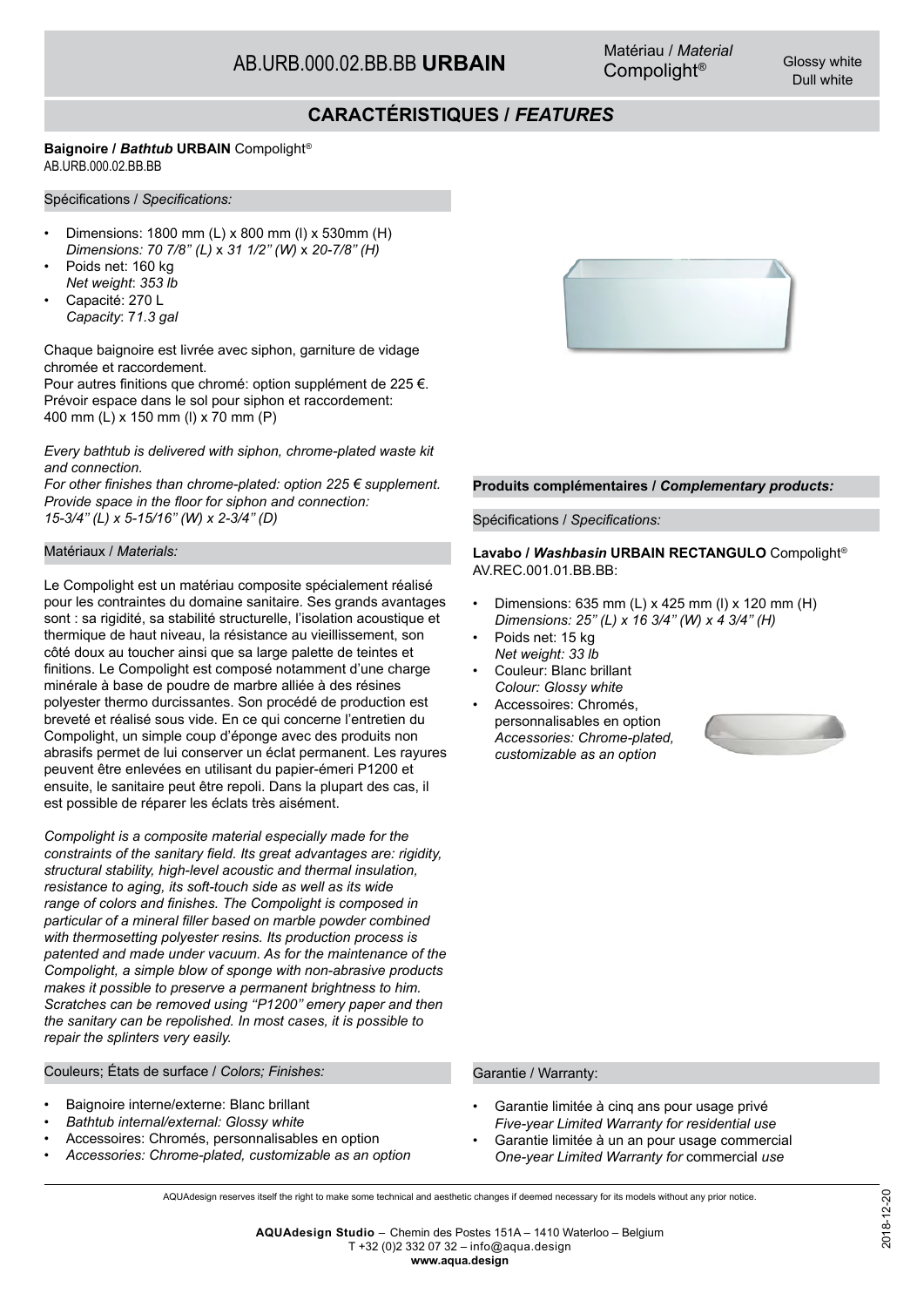# AB.URB.000.02.BB.BB **URBAIN**

Matériau / *Material*
Compolight®

Glossy white
Dull white

## CARACTÉRISTIQUES / *FEATURES*

**Baignoire / *Bathtub* URBAIN** Compolight®
AB.URB.000.02.BB.BB

### Spécifications / *Specifications:*

- Dimensions: 1800 mm (L) x 800 mm (l) x 530mm (H)
  *Dimensions: 70 7/8" (L) x 31 1/2" (W) x 20-7/8" (H)*
- Poids net: 160 kg
  *Net weight: 353 lb*
- Capacité: 270 L
  *Capacity: 71.3 gal*

Chaque baignoire est livrée avec siphon, garniture de vidage chromée et raccordement.
Pour autres finitions que chromé: option supplément de 225 €.
Prévoir espace dans le sol pour siphon et raccordement:
400 mm (L) x 150 mm (l) x 70 mm (P)

*Every bathtub is delivered with siphon, chrome-plated waste kit and connection.*
*For other finishes than chrome-plated: option 225 € supplement.*
*Provide space in the floor for siphon and connection:*
*15-3/4" (L) x 5-15/16" (W) x 2-3/4" (D)*

### Matériaux / *Materials:*

Le Compolight est un matériau composite spécialement réalisé pour les contraintes du domaine sanitaire. Ses grands avantages sont : sa rigidité, sa stabilité structurelle, l'isolation acoustique et thermique de haut niveau, la résistance au vieillissement, son côté doux au toucher ainsi que sa large palette de teintes et finitions. Le Compolight est composé notamment d'une charge minérale à base de poudre de marbre alliée à des résines polyester thermo durcissantes. Son procédé de production est breveté et réalisé sous vide. En ce qui concerne l'entretien du Compolight, un simple coup d'éponge avec des produits non abrasifs permet de lui conserver un éclat permanent. Les rayures peuvent être enlevées en utilisant du papier-émeri P1200 et ensuite, le sanitaire peut être repoli. Dans la plupart des cas, il est possible de réparer les éclats très aisément.

*Compolight is a composite material especially made for the constraints of the sanitary field. Its great advantages are: rigidity, structural stability, high-level acoustic and thermal insulation, resistance to aging, its soft-touch side as well as its wide range of colors and finishes. The Compolight is composed in particular of a mineral filler based on marble powder combined with thermosetting polyester resins. Its production process is patented and made under vacuum. As for the maintenance of the Compolight, a simple blow of sponge with non-abrasive products makes it possible to preserve a permanent brightness to him. Scratches can be removed using "P1200" emery paper and then the sanitary can be repolished. In most cases, it is possible to repair the splinters very easily.*

### Couleurs; États de surface / *Colors; Finishes:*

- Baignoire interne/externe: Blanc brillant
- *Bathtub internal/external: Glossy white*
- Accessoires: Chromés, personnalisables en option
- *Accessories: Chrome-plated, customizable as an option*

### Produits complémentaires / *Complementary products:*

Spécifications / *Specifications:*

**Lavabo / *Washbasin* URBAIN RECTANGULO** Compolight®
AV.REC.001.01.BB.BB:

- Dimensions: 635 mm (L) x 425 mm (l) x 120 mm (H)
  *Dimensions: 25" (L) x 16 3/4" (W) x 4 3/4" (H)*
- Poids net: 15 kg
  *Net weight: 33 lb*
- Couleur: Blanc brillant
  *Colour: Glossy white*
- Accessoires: Chromés, personnalisables en option
  *Accessories: Chrome-plated, customizable as an option*

### Garantie / Warranty:

- Garantie limitée à cinq ans pour usage privé
  *Five-year Limited Warranty for residential use*
- Garantie limitée à un an pour usage commercial
  *One-year Limited Warranty for* commercial *use*

AQUAdesign reserves itself the right to make some technical and aesthetic changes if deemed necessary for its models without any prior notice.

**AQUAdesign Studio** – Chemin des Postes 151A – 1410 Waterloo – Belgium
T +32 (0)2 332 07 32 – info@aqua.design
**www.aqua.design**

2018-12-20